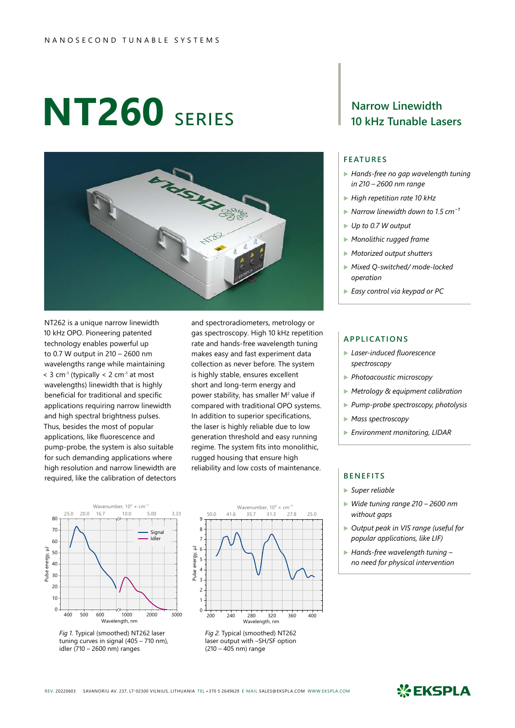NANOSECOND TUNABLE SYSTEMS

# NT260 SERIES

## Narrow Linewidth 10 kHz Tunable Lasers

### FEATURES

- *Hands-free no gap wavelength tuning in 210 – 2600 nm range*
- *High repetition rate 10 kHz*
- *Narrow linewidth down to 1.5 cm$^{-1}$*
- *Up to 0.7 W output*
- *Monolithic rugged frame*
- *Motorized output shutters*
- *Mixed Q-switched/ mode-locked operation*
- *Easy control via keypad or PC*

### APPLICATIONS

- *Laser-induced fluorescence spectroscopy*
- *Photoacoustic microscopy*
- *Metrology & equipment calibration*
- *Pump-probe spectroscopy, photolysis*
- *Mass spectroscopy*
- *Environment monitoring, LIDAR*

### BENEFITS

- *Super reliable*
- *Wide tuning range 210 – 2600 nm without gaps*
- *Output peak in VIS range (useful for popular applications, like LIF)*
- *Hands-free wavelength tuning – no need for physical intervention*

NT262 is a unique narrow linewidth 10 kHz OPO. Pioneering patented technology enables powerful up to 0.7 W output in 210 – 2600 nm wavelengths range while maintaining < 3 cm$^{-1}$ (typically < 2 cm$^{-1}$ at most wavelengths) linewidth that is highly beneficial for traditional and specific applications requiring narrow linewidth and high spectral brightness pulses. Thus, besides the most of popular applications, like fluorescence and pump-probe, the system is also suitable for such demanding applications where high resolution and narrow linewidth are required, like the calibration of detectors and spectroradiometers, metrology or gas spectroscopy. High 10 kHz repetition rate and hands-free wavelength tuning makes easy and fast experiment data collection as never before. The system is highly stable, ensures excellent short and long-term energy and power stability, has smaller M$^2$ value if compared with traditional OPO systems. In addition to superior specifications, the laser is highly reliable due to low generation threshold and easy running regime. The system fits into monolithic, rugged housing that ensure high reliability and low costs of maintenance.

*Fig 1.* Typical (smoothed) NT262 laser tuning curves in signal (405 – 710 nm), idler (710 – 2600 nm) ranges

*Fig 2.* Typical (smoothed) NT262 laser output with –SH/SF option (210 – 405 nm) range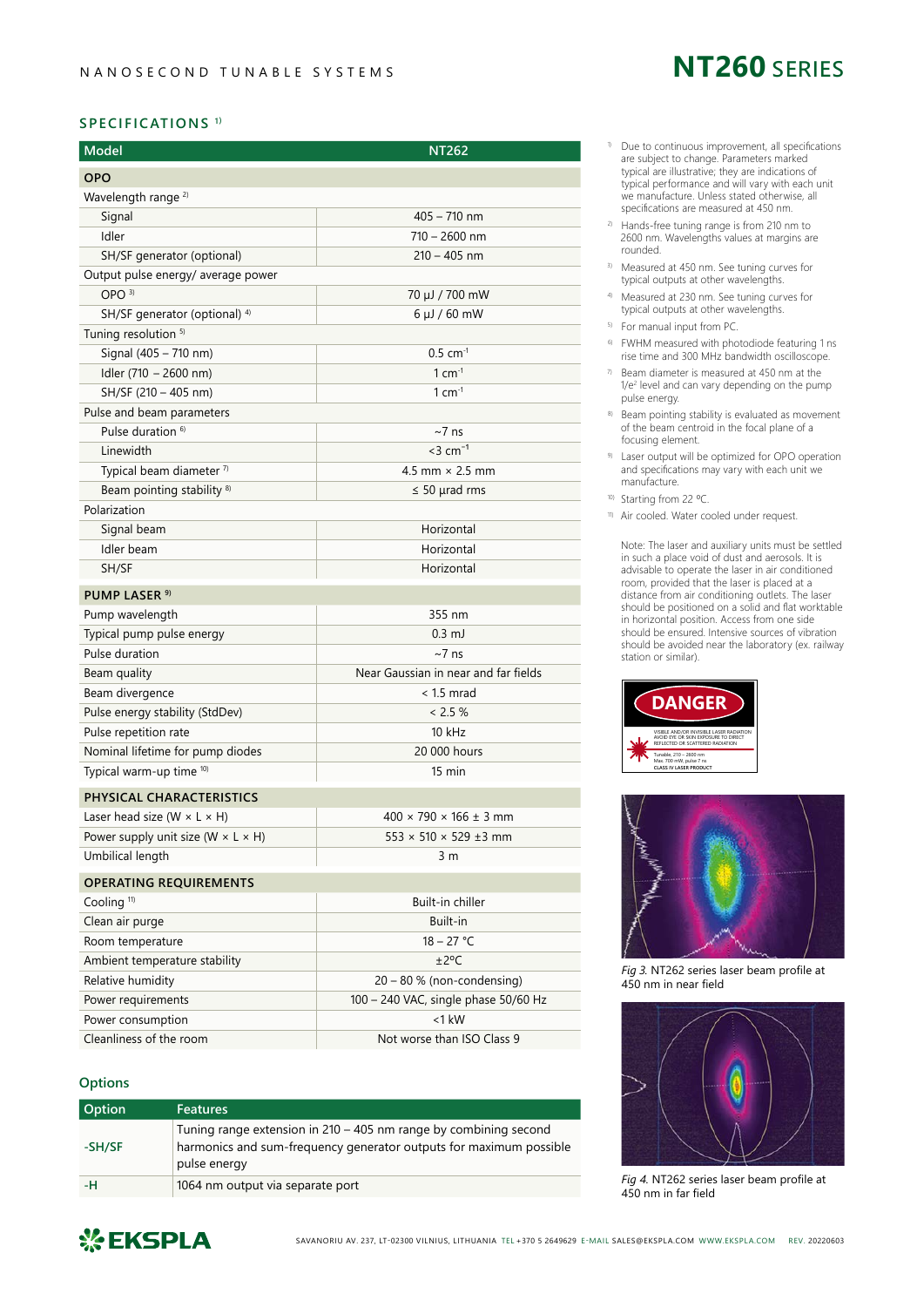NANOSECOND TUNABLE SYSTEMS

# NT260 SERIES

## SPECIFICATIONS [1]

| Model | NT262 |
| --- | --- |
| **OPO** | |
| Wavelength range [2] | |
| Signal | 405 – 710 nm |
| Idler | 710 – 2600 nm |
| SH/SF generator (optional) | 210 – 405 nm |
| Output pulse energy/ average power | |
| OPO [3] | 70 µJ / 700 mW |
| SH/SF generator (optional) [4] | 6 µJ / 60 mW |
| Tuning resolution [5] | |
| Signal (405 – 710 nm) | 0.5 $cm^{-1}$ |
| Idler (710 – 2600 nm) | 1 $cm^{-1}$ |
| SH/SF (210 – 405 nm) | 1 $cm^{-1}$ |
| Pulse and beam parameters | |
| Pulse duration [6] | ~7 ns |
| Linewidth | <3 $cm^{-1}$ |
| Typical beam diameter [7] | 4.5 mm × 2.5 mm |
| Beam pointing stability [8] | ≤ 50 µrad rms |
| Polarization | |
| Signal beam | Horizontal |
| Idler beam | Horizontal |
| SH/SF | Horizontal |
| **PUMP LASER [9]** | |
| Pump wavelength | 355 nm |
| Typical pump pulse energy | 0.3 mJ |
| Pulse duration | ~7 ns |
| Beam quality | Near Gaussian in near and far fields |
| Beam divergence | < 1.5 mrad |
| Pulse energy stability (StdDev) | < 2.5 % |
| Pulse repetition rate | 10 kHz |
| Nominal lifetime for pump diodes | 20 000 hours |
| Typical warm-up time [10] | 15 min |
| **PHYSICAL CHARACTERISTICS** | |
| Laser head size (W × L × H) | 400 × 790 × 166 ± 3 mm |
| Power supply unit size (W × L × H) | 553 × 510 × 529 ±3 mm |
| Umbilical length | 3 m |
| **OPERATING REQUIREMENTS** | |
| Cooling [11] | Built-in chiller |
| Clean air purge | Built-in |
| Room temperature | 18 – 27 °C |
| Ambient temperature stability | ±2°C |
| Relative humidity | 20 – 80 % (non-condensing) |
| Power requirements | 100 – 240 VAC, single phase 50/60 Hz |
| Power consumption | <1 kW |
| Cleanliness of the room | Not worse than ISO Class 9 |

1) Due to continuous improvement, all specifications are subject to change. Parameters marked typical are illustrative; they are indications of typical performance and will vary with each unit we manufacture. Unless stated otherwise, all specifications are measured at 450 nm.

2) Hands-free tuning range is from 210 nm to 2600 nm. Wavelengths values at margins are rounded.

3) Measured at 450 nm. See tuning curves for typical outputs at other wavelengths.

4) Measured at 230 nm. See tuning curves for typical outputs at other wavelengths.

5) For manual input from PC.

6) FWHM measured with photodiode featuring 1 ns rise time and 300 MHz bandwidth oscilloscope.

7) Beam diameter is measured at 450 nm at the $1/e^2$ level and can vary depending on the pump pulse energy.

8) Beam pointing stability is evaluated as movement of the beam centroid in the focal plane of a focusing element.

9) Laser output will be optimized for OPO operation and specifications may vary with each unit we manufacture.

10) Starting from 22 °C.

11) Air cooled. Water cooled under request.

Note: The laser and auxiliary units must be settled in such a place void of dust and aerosols. It is advisable to operate the laser in air conditioned room, provided that the laser is placed at a distance from air conditioning outlets. The laser should be positioned on a solid and flat worktable in horizontal position. Access from one side should be ensured. Intensive sources of vibration should be avoided near the laboratory (ex. railway station or similar).

DANGER

VISIBLE AND/OR INVISIBLE LASER RADIATION AVOID EYE OR SKIN EXPOSURE TO DIRECT REFLECTED OR SCATTERED RADIATION

Tunable, 210 – 2600 nm
Max 700 mW, pulse 7 ns
CLASS IV LASER PRODUCT

*Fig 3.* NT262 series laser beam profile at 450 nm in near field

*Fig 4.* NT262 series laser beam profile at 450 nm in far field

## Options

| Option | Features |
| --- | --- |
| -SH/SF | Tuning range extension in 210 – 405 nm range by combining second harmonics and sum-frequency generator outputs for maximum possible pulse energy |
| -H | 1064 nm output via separate port |

EKSPLA

SAVANORIU AV. 237, LT-02300 VILNIUS, LITHUANIA TEL +370 5 2649629 E-MAIL SALES@EKSPLA.COM WWW.EKSPLA.COM REV. 20220603